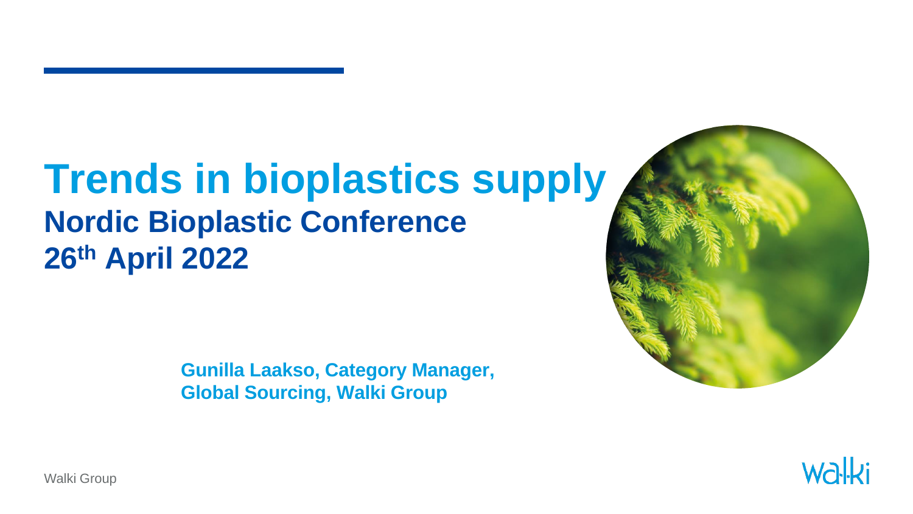# Trends in bioplastics supply

## Nordic Bioplastic Conference

## 26th April 2022

**Gunilla Laakso, Category Manager, Global Sourcing, Walki Group**

Walki Group

walki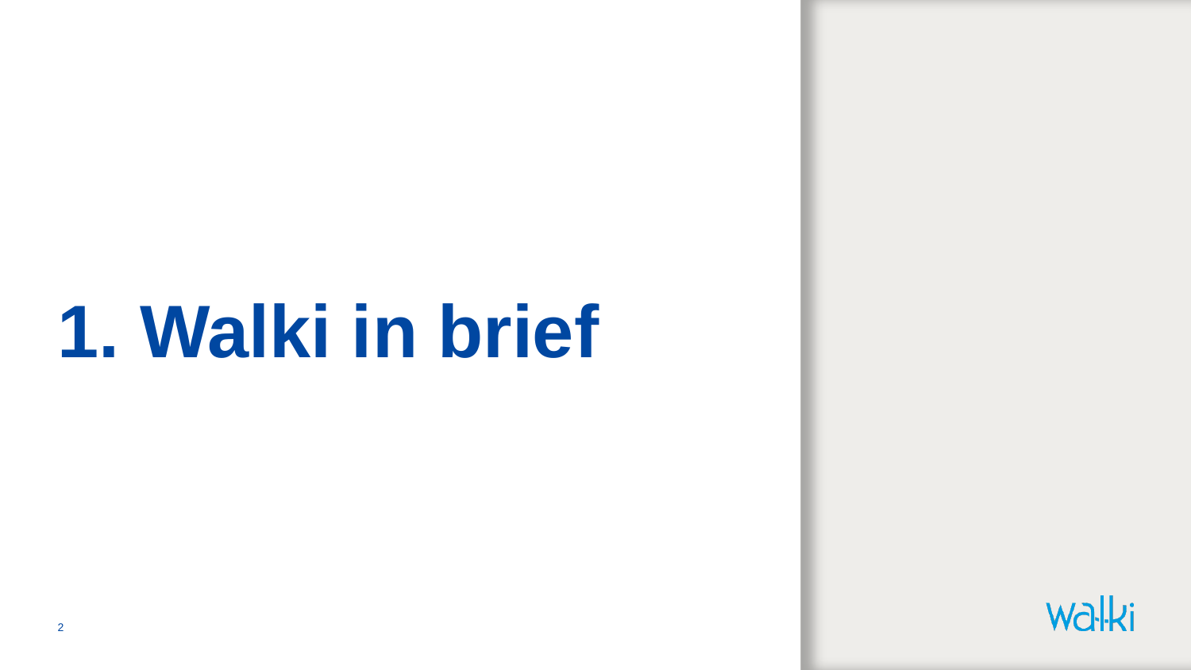# 1. Walki in brief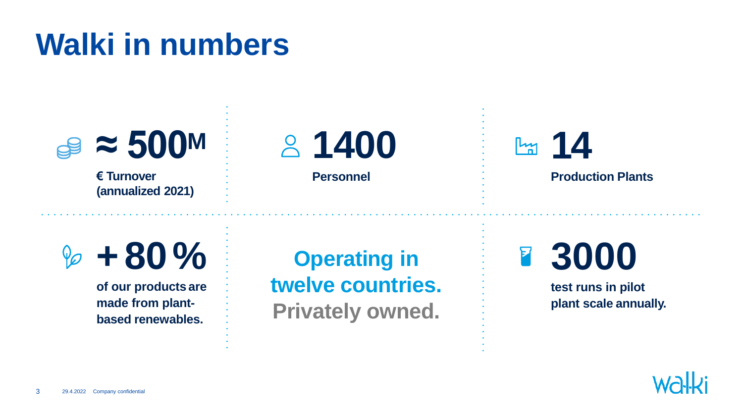# Walki in numbers

**≈ 500M**

**€ Turnover (annualized 2021)**

**1400**

**Personnel**

**14**

**Production Plants**

**+80 %**

**of our products are made from plant-based renewables.**

**Operating in twelve countries. Privately owned.**

**3000**

**test runs in pilot plant scale annually.**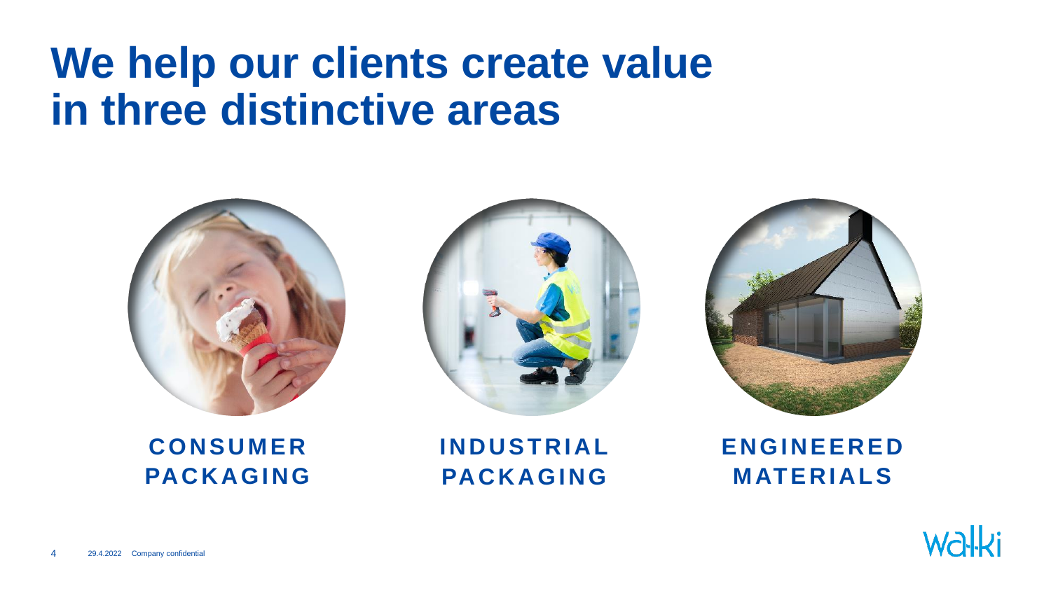# We help our clients create value in three distinctive areas

**CONSUMER PACKAGING**

**INDUSTRIAL PACKAGING**

**ENGINEERED MATERIALS**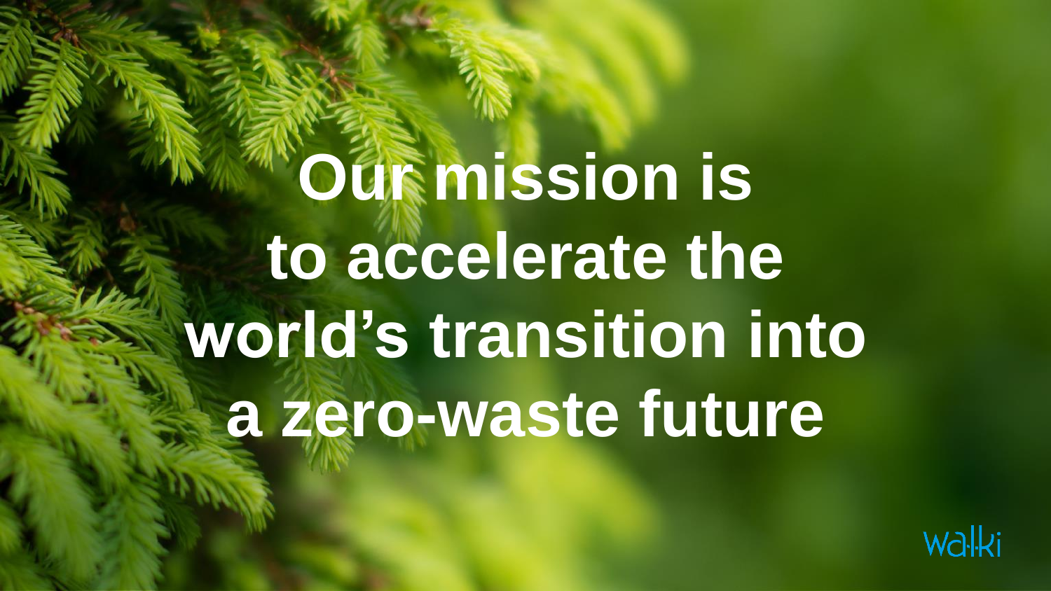# Our mission is to accelerate the world's transition into a zero-waste future

walki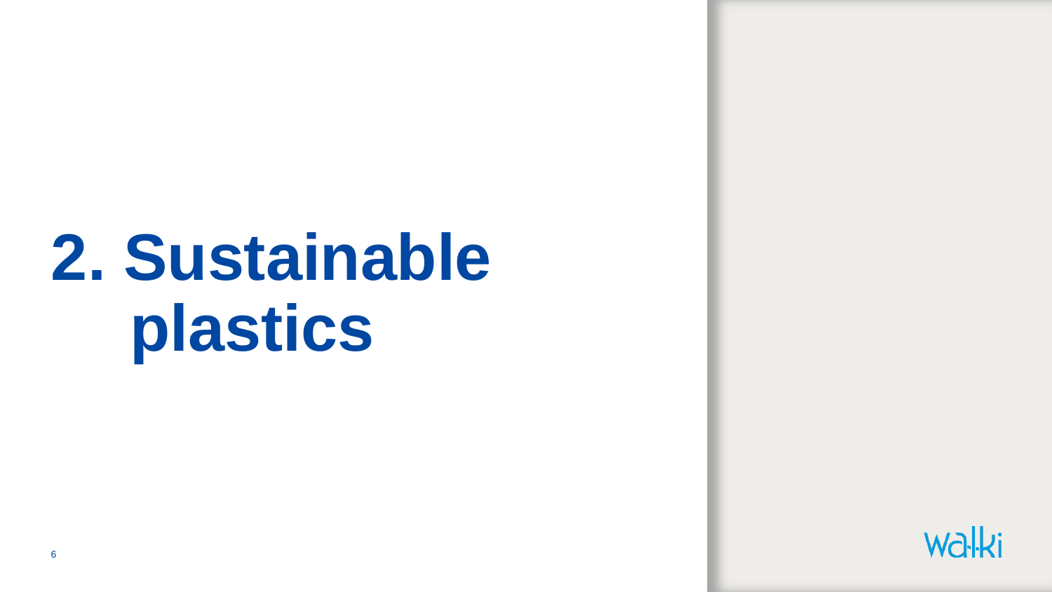# 2. Sustainable plastics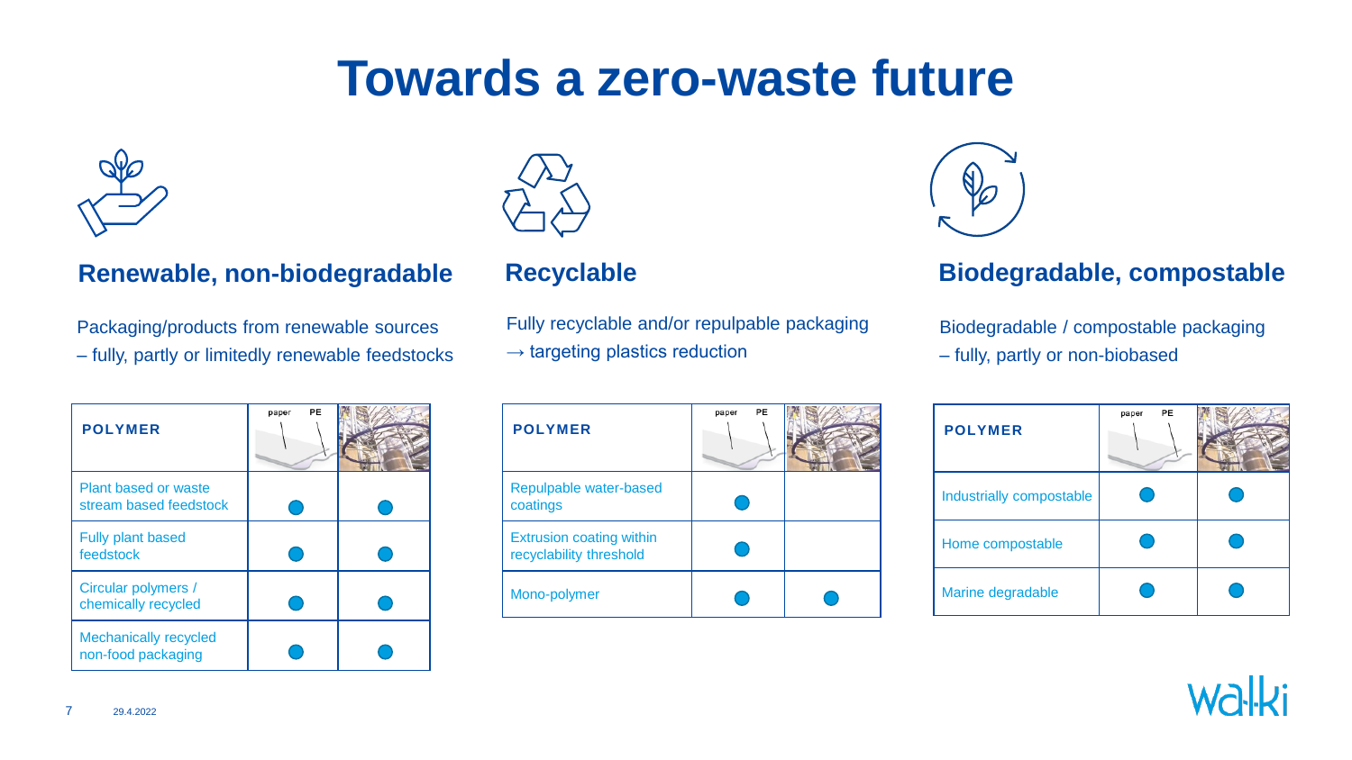# Towards a zero-waste future

## Renewable, non-biodegradable

Packaging/products from renewable sources
– fully, partly or limitedly renewable feedstocks

| POLYMER | paper / PE | |
|---|---|---|
| Plant based or waste stream based feedstock | ● | ● |
| Fully plant based feedstock | ● | ● |
| Circular polymers / chemically recycled | ● | ● |
| Mechanically recycled non-food packaging | ● | ● |

## Recyclable

Fully recyclable and/or repulpable packaging
→ targeting plastics reduction

| POLYMER | paper / PE | |
|---|---|---|
| Repulpable water-based coatings | ● | |
| Extrusion coating within recyclability threshold | ● | |
| Mono-polymer | ● | ● |

## Biodegradable, compostable

Biodegradable / compostable packaging
– fully, partly or non-biobased

| POLYMER | paper / PE | |
|---|---|---|
| Industrially compostable | ● | ● |
| Home compostable | ● | ● |
| Marine degradable | ● | ● |

29.4.2022

walki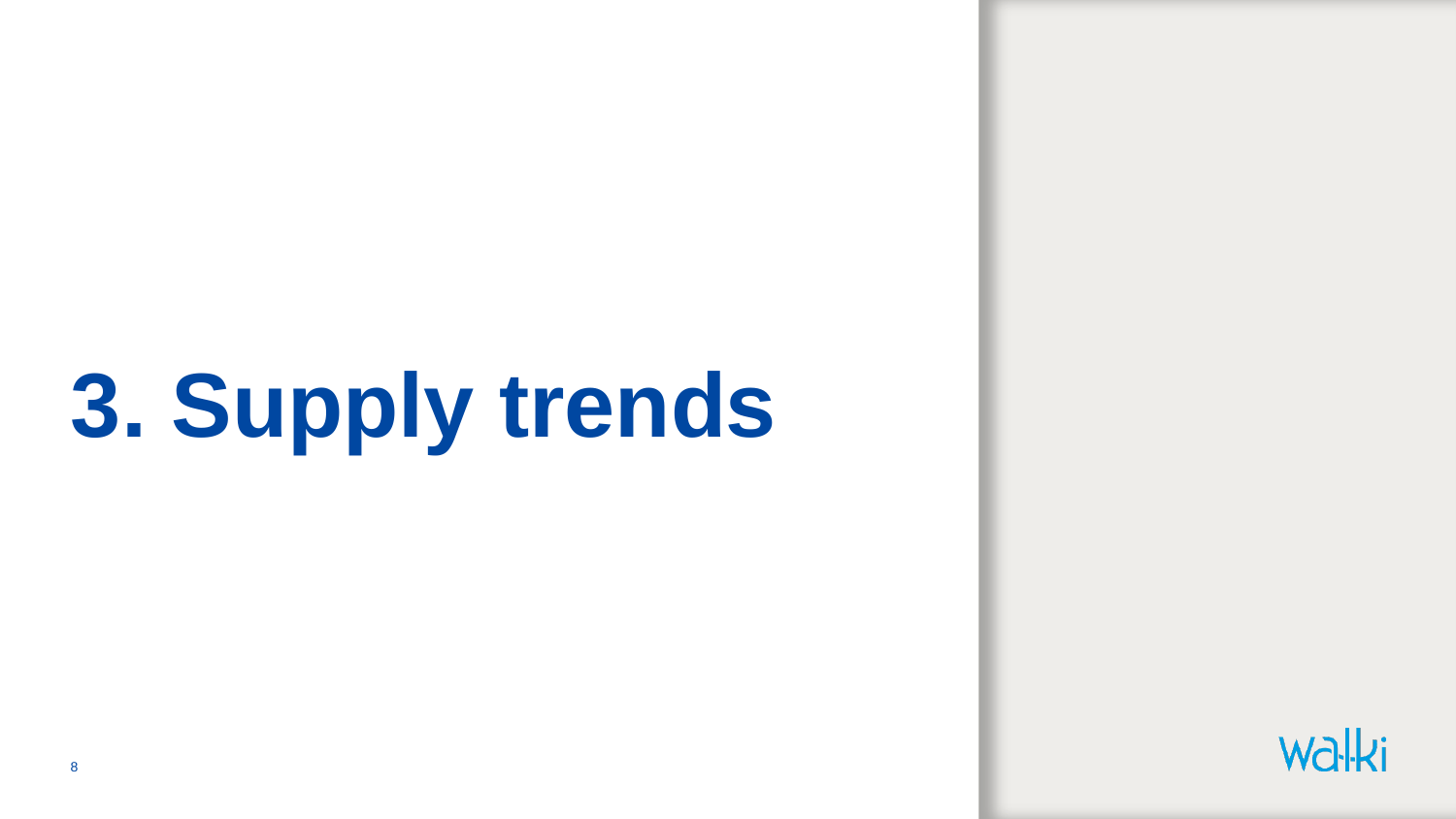# 3. Supply trends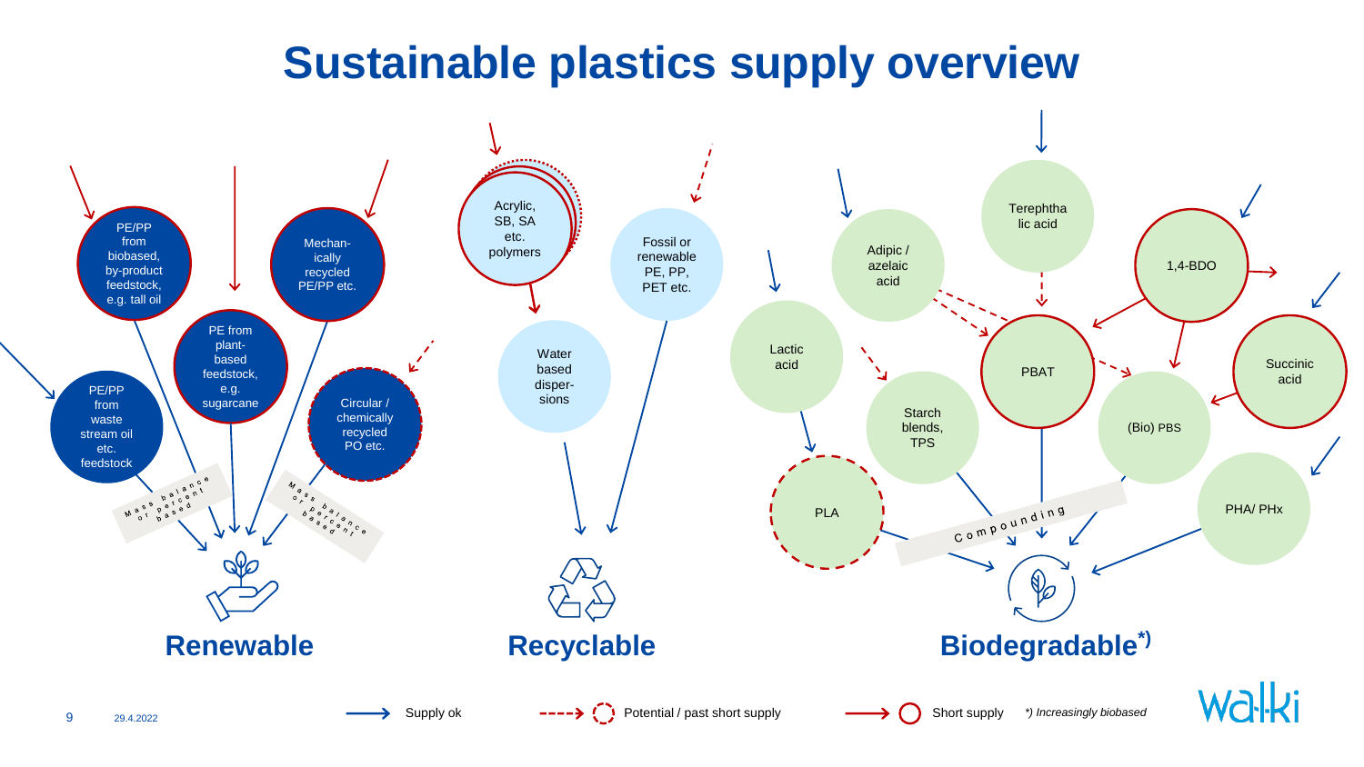# Sustainable plastics supply overview

## Renewable

- PE/PP from biobased, by-product feedstock, e.g. tall oil
- PE/PP from waste stream oil etc. feedstock
- PE from plant-based feedstock, e.g. sugarcane
- Mechanically recycled PE/PP etc.
- Circular / chemically recycled PO etc.

Mass balance or percent based

Mass balance or percent based

## Recyclable

- Acrylic, SB, SA etc. polymers
- Water based dispersions
- Fossil or renewable PE, PP, PET etc.

## Biodegradable*)

- Adipic / azelaic acid
- Terephthalic acid
- 1,4-BDO
- Lactic acid
- PBAT
- Succinic acid
- Starch blends, TPS
- (Bio) PBS
- PLA
- PHA/ PHx

Compounding

Legend: Supply ok — Potential / past short supply — Short supply

*) Increasingly biobased

29.4.2022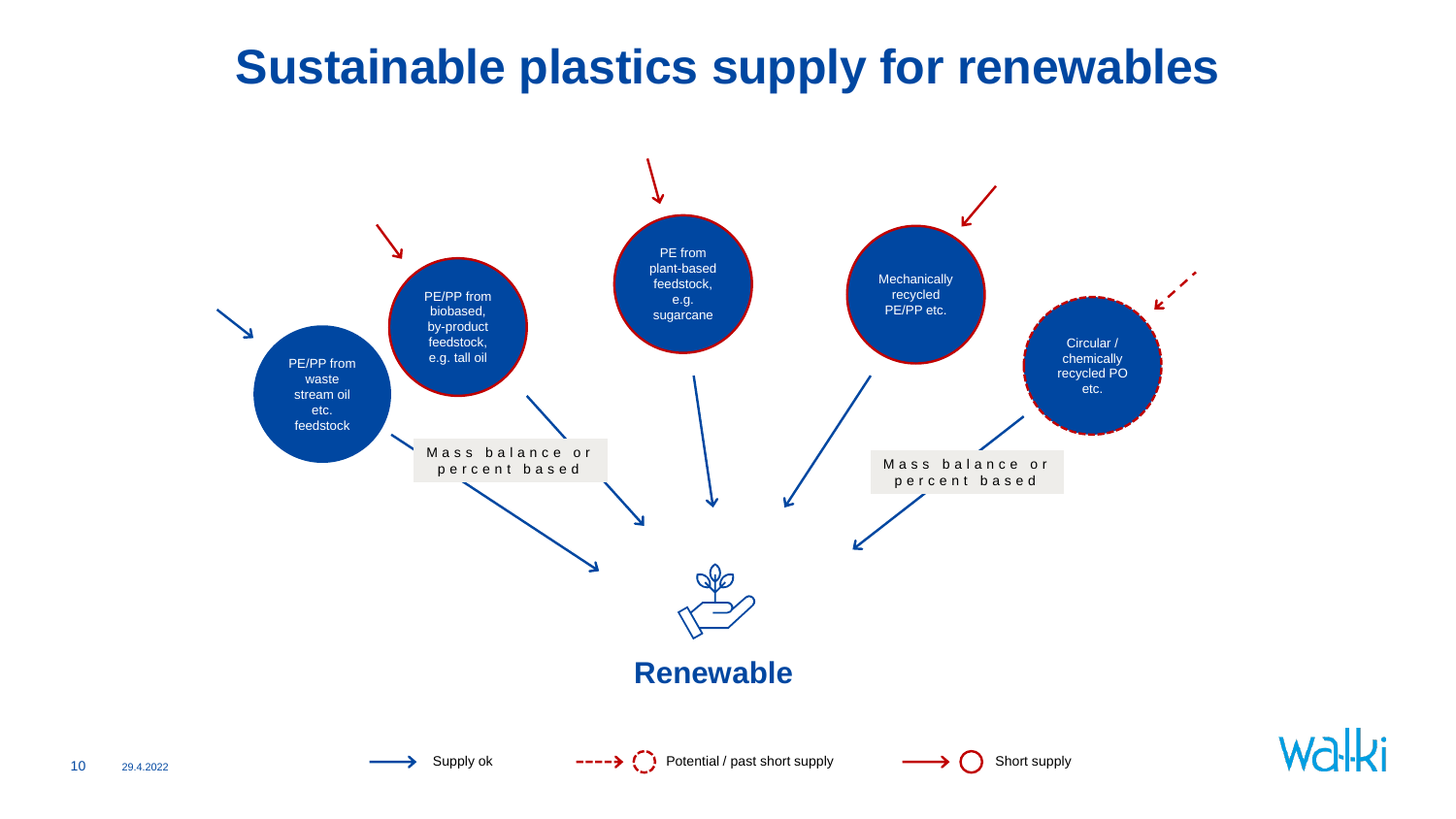# Sustainable plastics supply for renewables

PE/PP from waste stream oil etc. feedstock

PE/PP from biobased, by-product feedstock, e.g. tall oil

PE from plant-based feedstock, e.g. sugarcane

Mechanically recycled PE/PP etc.

Circular / chemically recycled PO etc.

Mass balance or percent based

Mass balance or percent based

**Renewable**

Supply ok

Potential / past short supply

Short supply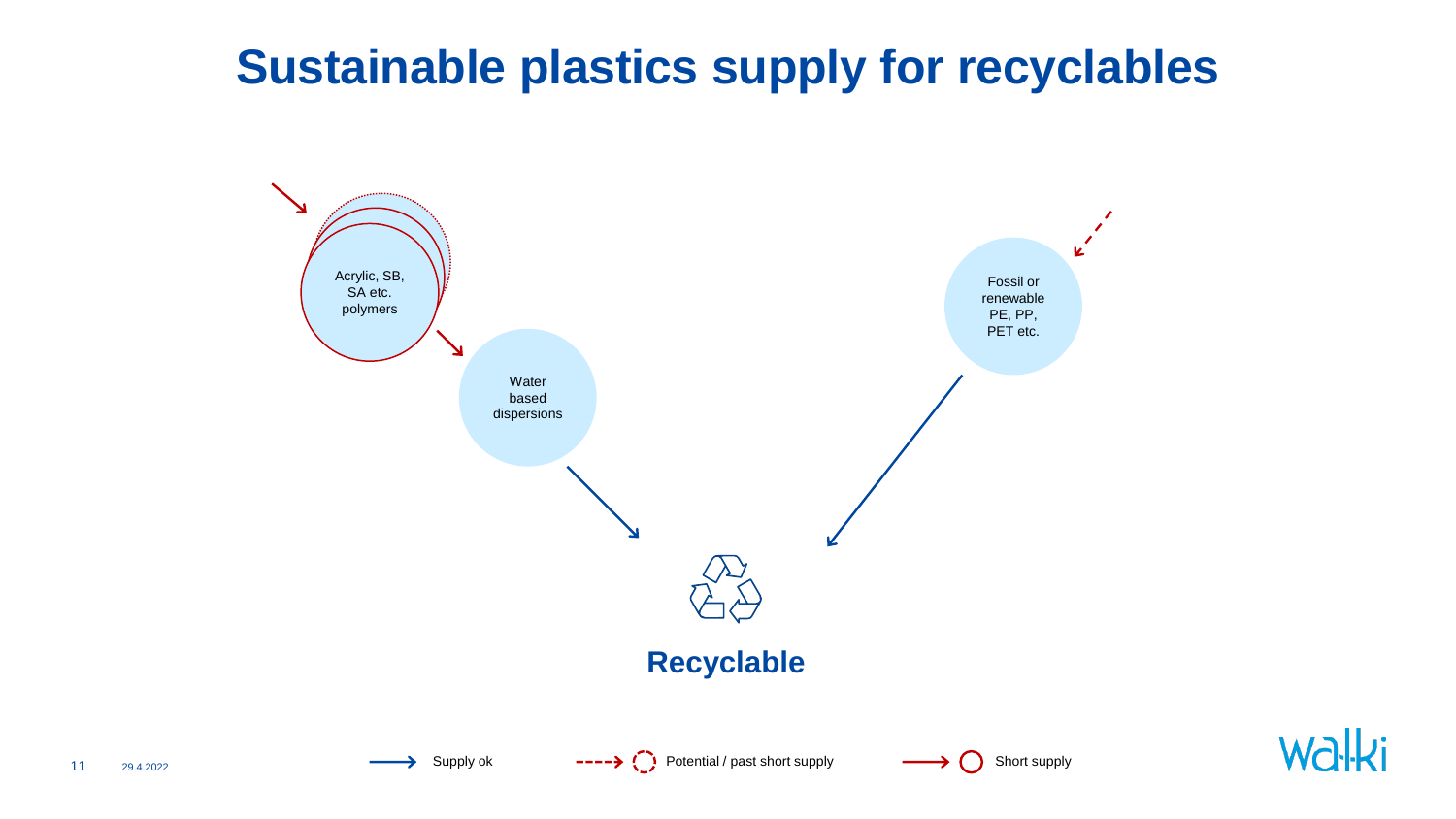# Sustainable plastics supply for recyclables

Acrylic, SB, SA etc. polymers

Water based dispersions

Fossil or renewable PE, PP, PET etc.

**Recyclable**

Supply ok

Potential / past short supply

Short supply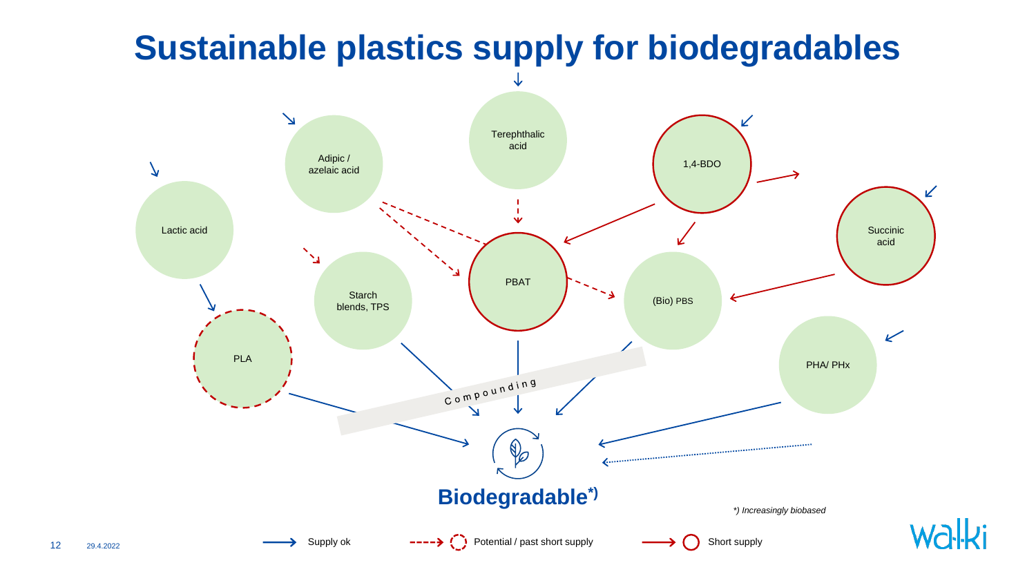# Sustainable plastics supply for biodegradables

Lactic acid

Adipic / azelaic acid

Terephthalic acid

1,4-BDO

Succinic acid

PLA

Starch blends, TPS

PBAT

(Bio) PBS

PHA/ PHx

Compounding

**Biodegradable*)**

*\*) Increasingly biobased*

Supply ok — Potential / past short supply — Short supply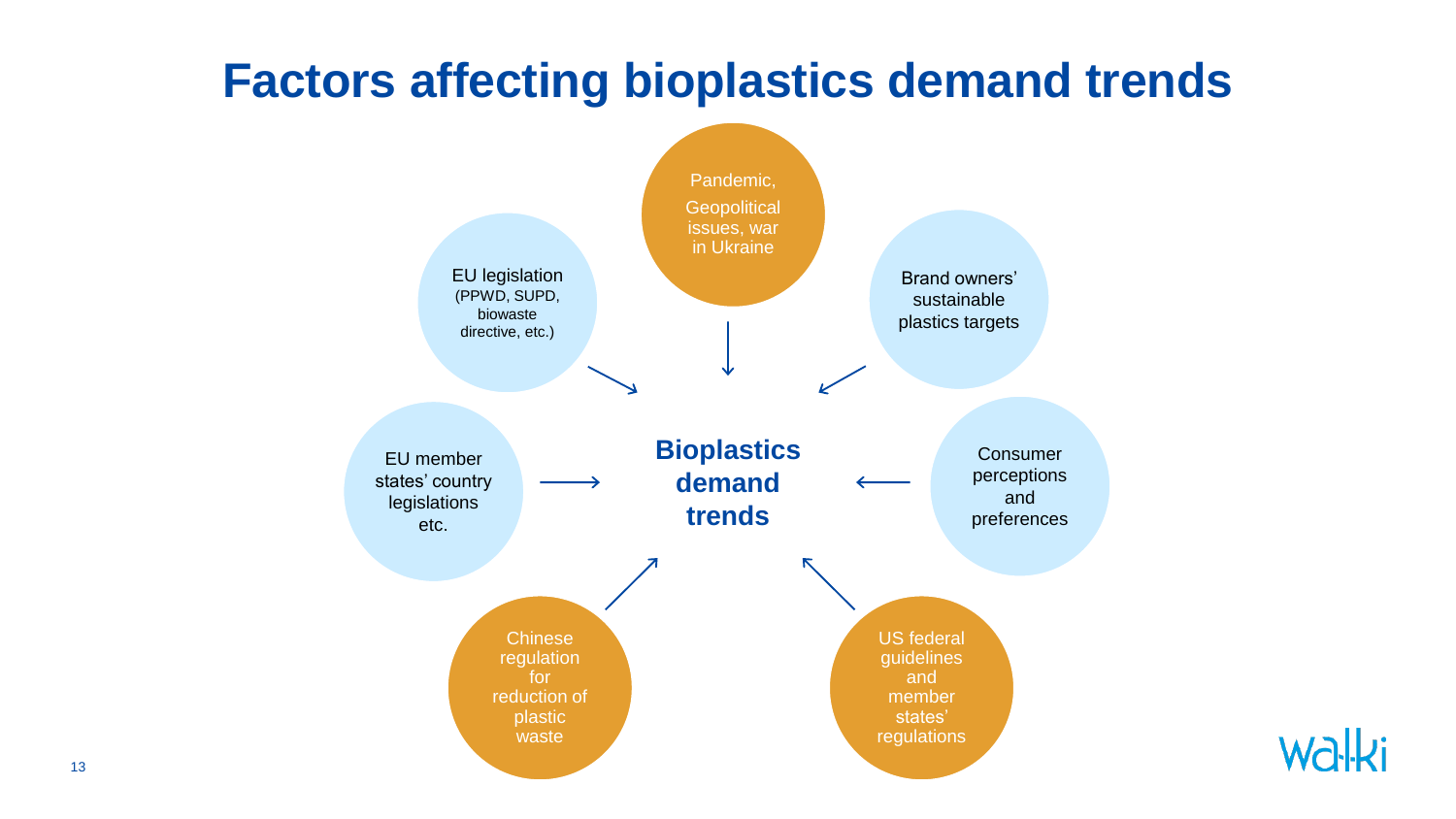# Factors affecting bioplastics demand trends

**Bioplastics demand trends**

- Pandemic, Geopolitical issues, war in Ukraine
- Brand owners' sustainable plastics targets
- Consumer perceptions and preferences
- US federal guidelines and member states' regulations
- Chinese regulation for reduction of plastic waste
- EU member states' country legislations etc.
- EU legislation (PPWD, SUPD, biowaste directive, etc.)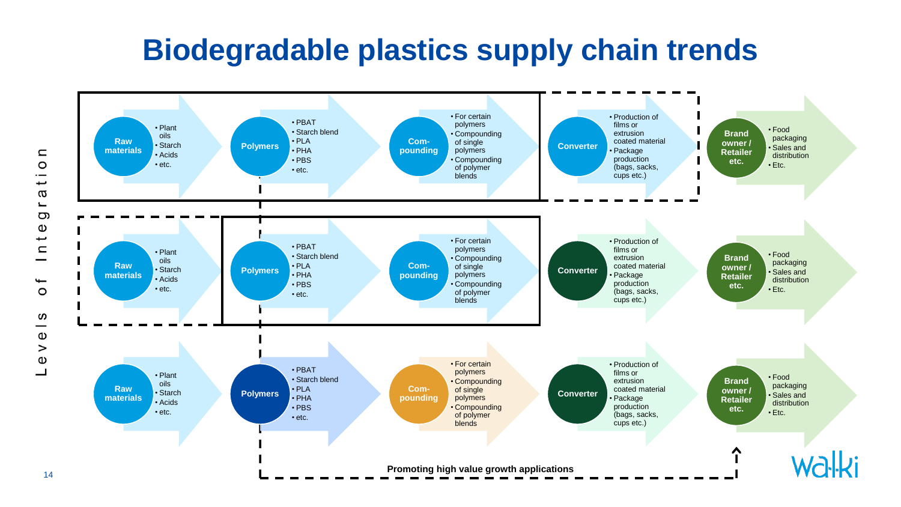# Biodegradable plastics supply chain trends

Levels of Integration

**Row 1**

- **Raw materials**
  - Plant oils
  - Starch
  - Acids
  - etc.
- **Polymers**
  - PBAT
  - Starch blend
  - PLA
  - PHA
  - PBS
  - etc.
- **Com-pounding**
  - For certain polymers
  - Compounding of single polymers
  - Compounding of polymer blends
- **Converter**
  - Production of films or extrusion coated material
  - Package production (bags, sacks, cups etc.)
- **Brand owner / Retailer etc.**
  - Food packaging
  - Sales and distribution
  - Etc.

**Row 2**

- **Raw materials**
  - Plant oils
  - Starch
  - Acids
  - etc.
- **Polymers**
  - PBAT
  - Starch blend
  - PLA
  - PHA
  - PBS
  - etc.
- **Com-pounding**
  - For certain polymers
  - Compounding of single polymers
  - Compounding of polymer blends
- **Converter**
  - Production of films or extrusion coated material
  - Package production (bags, sacks, cups etc.)
- **Brand owner / Retailer etc.**
  - Food packaging
  - Sales and distribution
  - Etc.

**Row 3**

- **Raw materials**
  - Plant oils
  - Starch
  - Acids
  - etc.
- **Polymers**
  - PBAT
  - Starch blend
  - PLA
  - PHA
  - PBS
  - etc.
- **Com-pounding**
  - For certain polymers
  - Compounding of single polymers
  - Compounding of polymer blends
- **Converter**
  - Production of films or extrusion coated material
  - Package production (bags, sacks, cups etc.)
- **Brand owner / Retailer etc.**
  - Food packaging
  - Sales and distribution
  - Etc.

**Promoting high value growth applications**

walki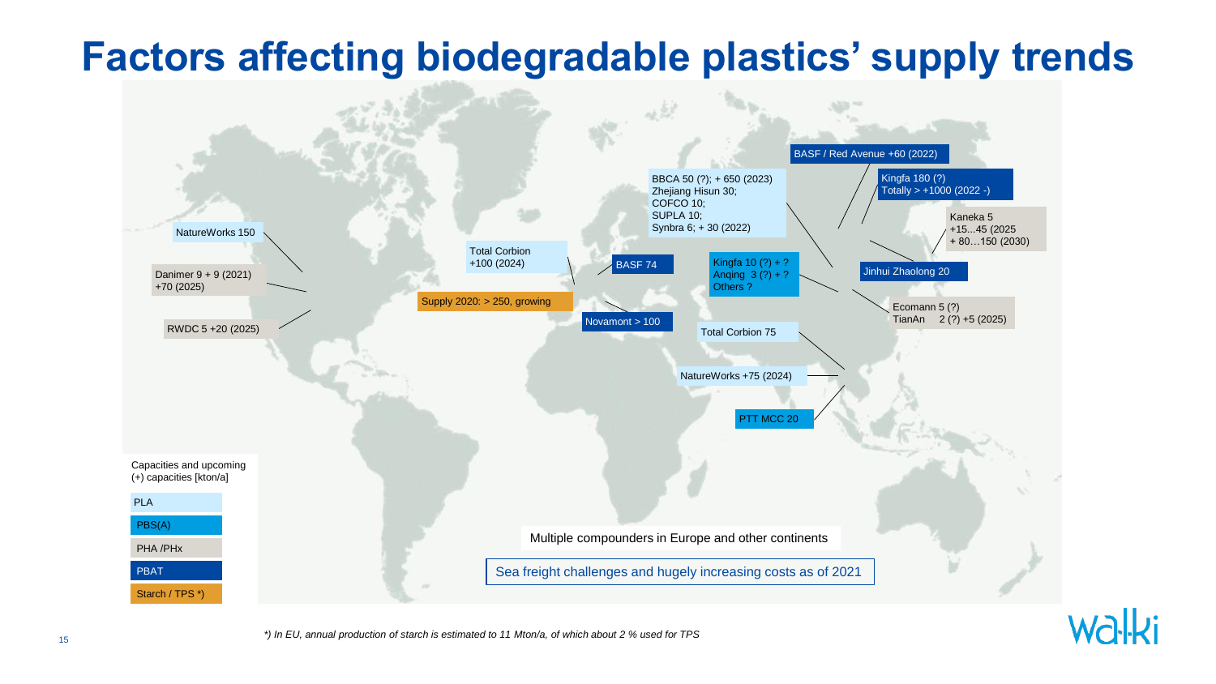# Factors affecting biodegradable plastics' supply trends

NatureWorks 150

Danimer 9 + 9 (2021) +70 (2025)

RWDC 5 +20 (2025)

Total Corbion +100 (2024)

Supply 2020: > 250, growing

BASF 74

Novamont > 100

BBCA 50 (?); + 650 (2023)
Zhejiang Hisun 30;
COFCO 10;
SUPLA 10;
Synbra 6; + 30 (2022)

Kingfa 10 (?) + ?
Anqing 3 (?) + ?
Others ?

Total Corbion 75

NatureWorks +75 (2024)

PTT MCC 20

BASF / Red Avenue +60 (2022)

Kingfa 180 (?)
Totally > +1000 (2022 -)

Kaneka 5
+15...45 (2025
+ 80…150 (2030)

Jinhui Zhaolong 20

Ecomann 5 (?)
TianAn 2 (?) +5 (2025)

Capacities and upcoming (+) capacities [kton/a]

- PLA
- PBS(A)
- PHA /PHx
- PBAT
- Starch / TPS *)

Multiple compounders in Europe and other continents

Sea freight challenges and hugely increasing costs as of 2021

*) In EU, annual production of starch is estimated to 11 Mton/a, of which about 2 % used for TPS*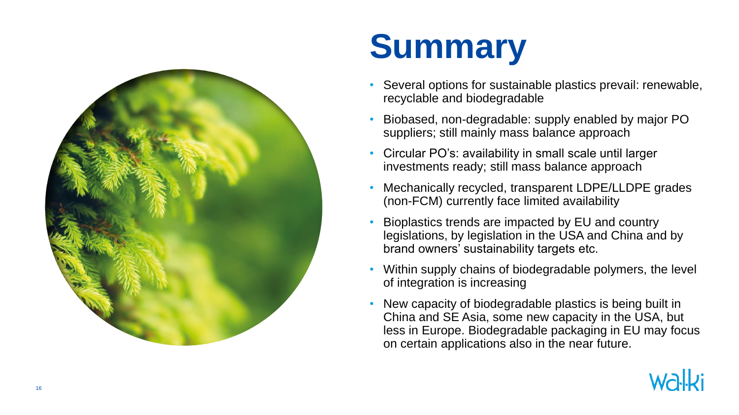# Summary

- Several options for sustainable plastics prevail: renewable, recyclable and biodegradable
- Biobased, non-degradable: supply enabled by major PO suppliers; still mainly mass balance approach
- Circular PO's: availability in small scale until larger investments ready; still mass balance approach
- Mechanically recycled, transparent LDPE/LLDPE grades (non-FCM) currently face limited availability
- Bioplastics trends are impacted by EU and country legislations, by legislation in the USA and China and by brand owners' sustainability targets etc.
- Within supply chains of biodegradable polymers, the level of integration is increasing
- New capacity of biodegradable plastics is being built in China and SE Asia, some new capacity in the USA, but less in Europe. Biodegradable packaging in EU may focus on certain applications also in the near future.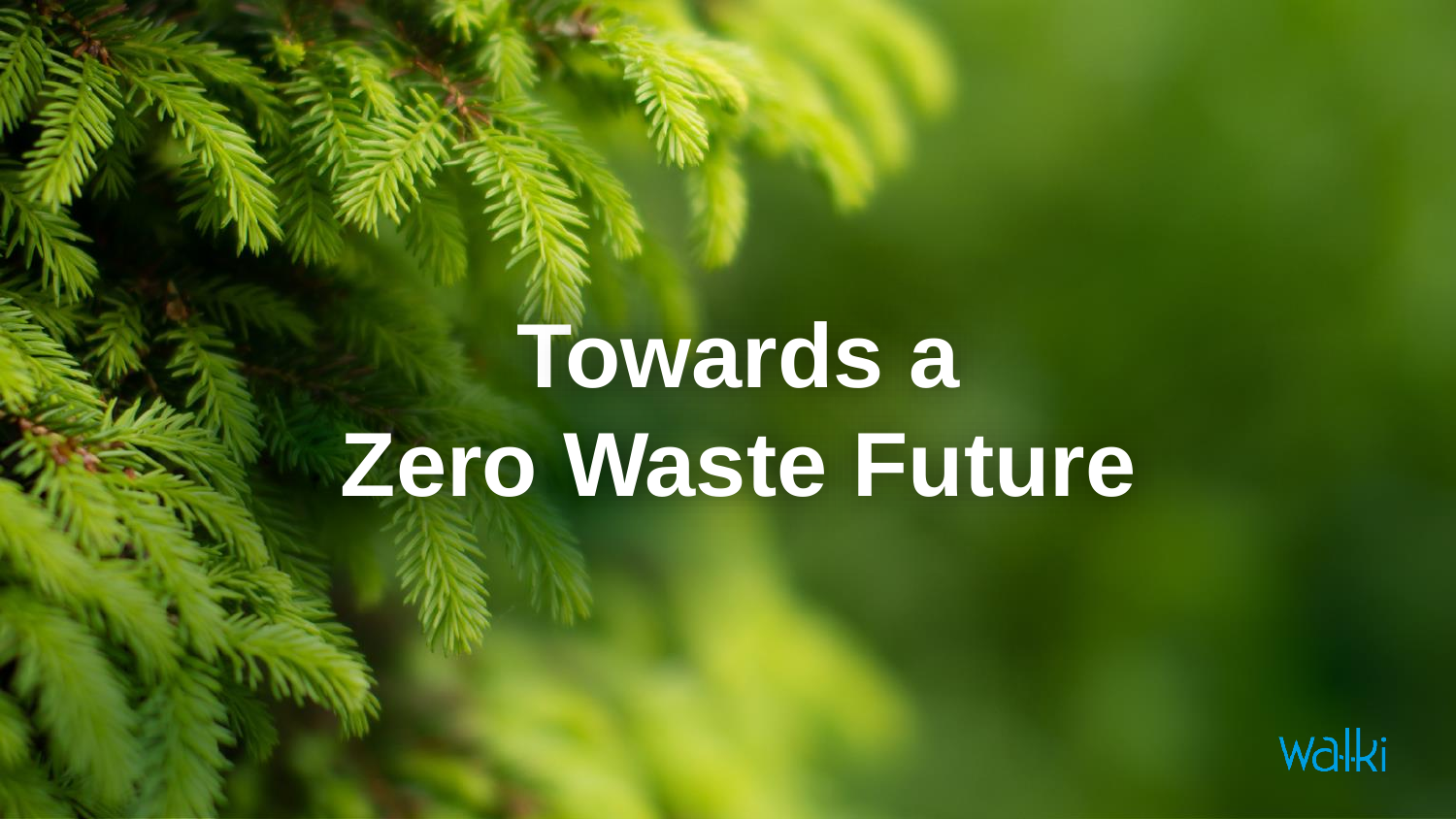# Towards a Zero Waste Future

walki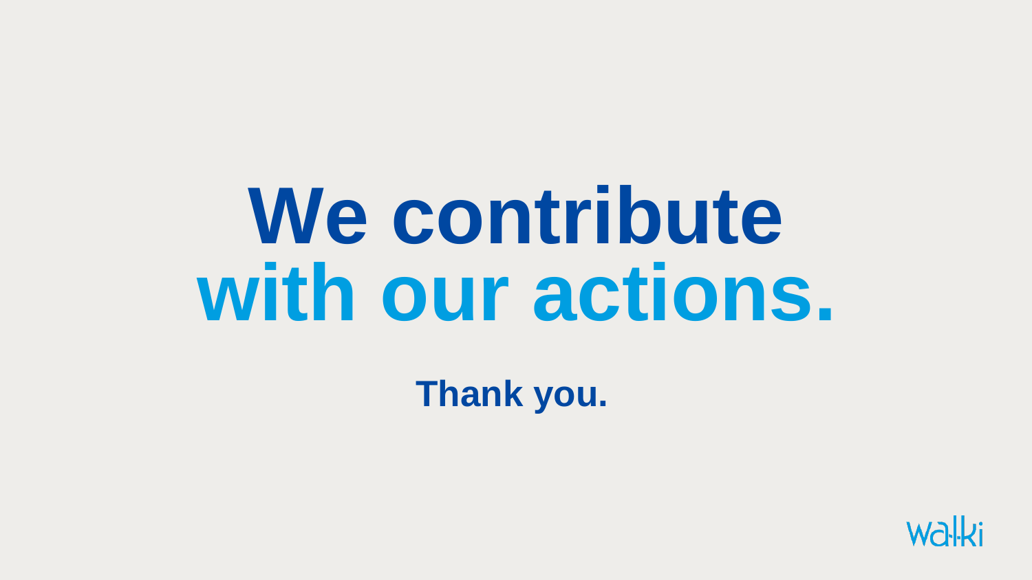# We contribute with our actions.

**Thank you.**

walki